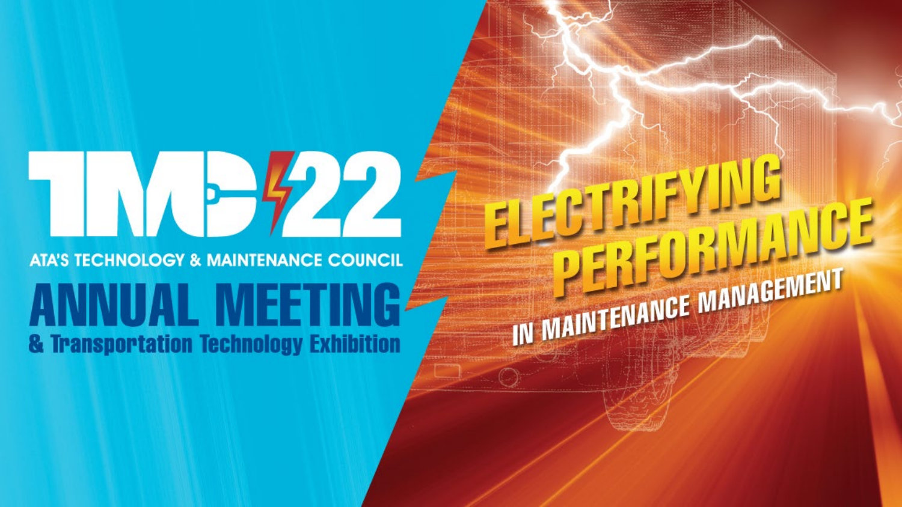# TMC'22

ATA'S TECHNOLOGY & MAINTENANCE COUNCIL

## ANNUAL MEETING

### & Transportation Technology Exhibition

## ELECTRIFYING PERFORMANCE

### IN MAINTENANCE MANAGEMENT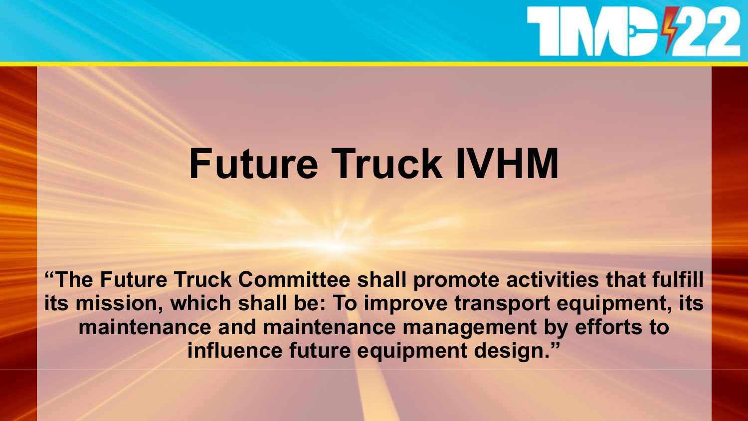# Future Truck IVHM

**"The Future Truck Committee shall promote activities that fulfill its mission, which shall be: To improve transport equipment, its maintenance and maintenance management by efforts to influence future equipment design."**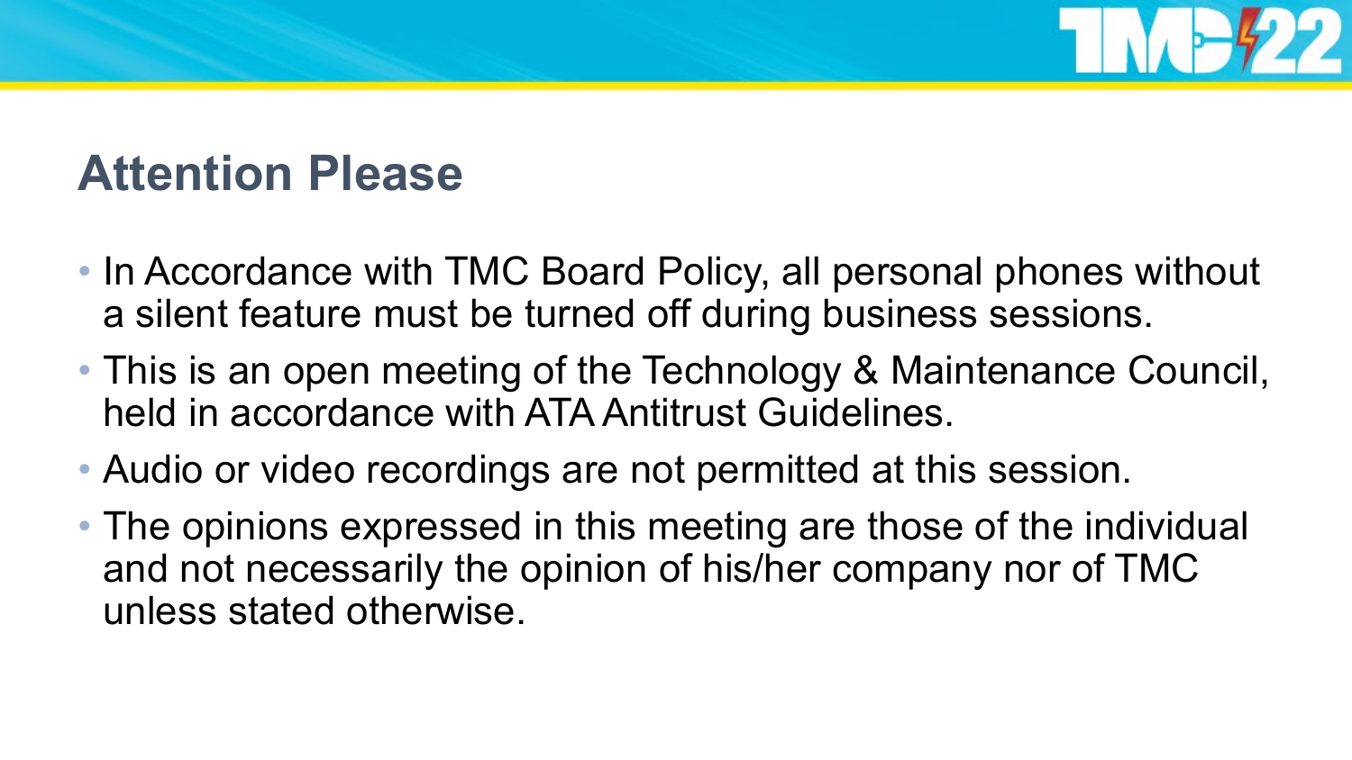## Attention Please

- In Accordance with TMC Board Policy, all personal phones without a silent feature must be turned off during business sessions.
- This is an open meeting of the Technology & Maintenance Council, held in accordance with ATA Antitrust Guidelines.
- Audio or video recordings are not permitted at this session.
- The opinions expressed in this meeting are those of the individual and not necessarily the opinion of his/her company nor of TMC unless stated otherwise.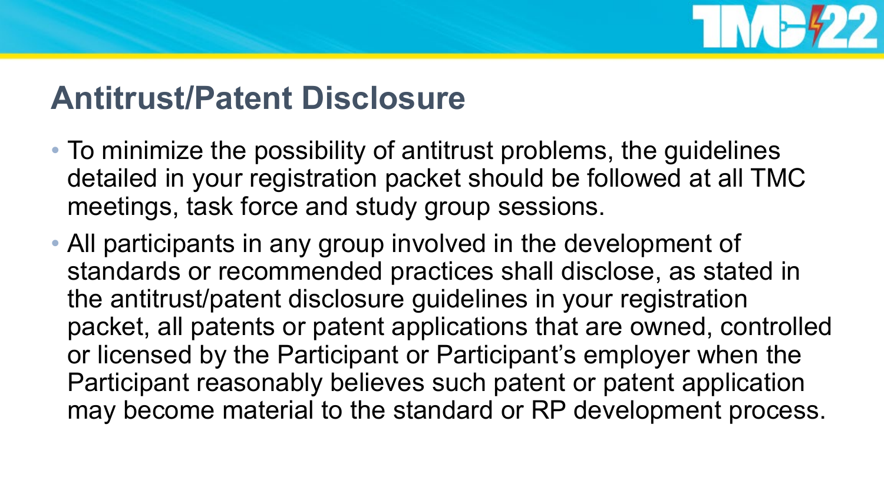## Antitrust/Patent Disclosure

- To minimize the possibility of antitrust problems, the guidelines detailed in your registration packet should be followed at all TMC meetings, task force and study group sessions.
- All participants in any group involved in the development of standards or recommended practices shall disclose, as stated in the antitrust/patent disclosure guidelines in your registration packet, all patents or patent applications that are owned, controlled or licensed by the Participant or Participant's employer when the Participant reasonably believes such patent or patent application may become material to the standard or RP development process.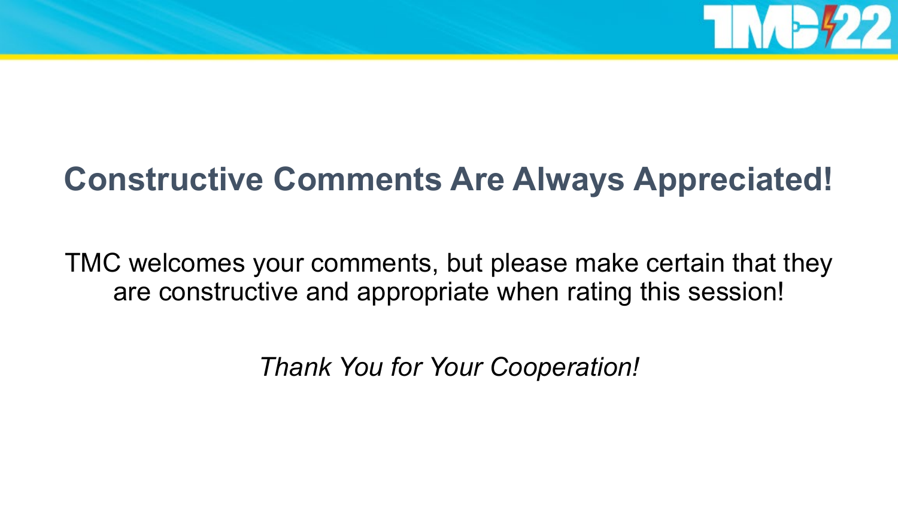# Constructive Comments Are Always Appreciated!

TMC welcomes your comments, but please make certain that they are constructive and appropriate when rating this session!

*Thank You for Your Cooperation!*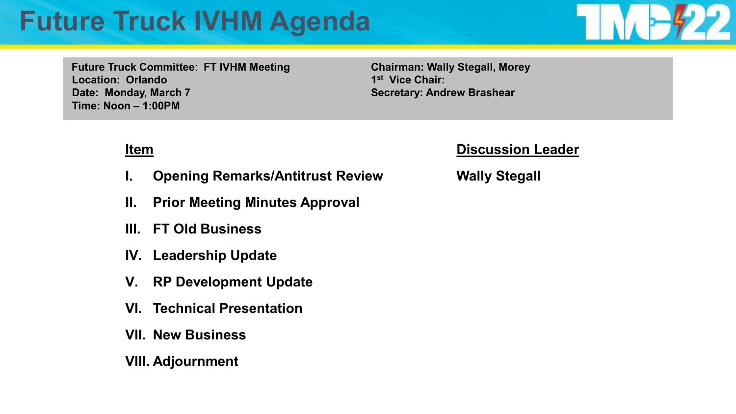# Future Truck IVHM Agenda

**Future Truck Committee**: **FT IVHM Meeting**
**Location: Orlando**
**Date: Monday, March 7**
**Time: Noon – 1:00PM**

**Chairman: Wally Stegall, Morey**
**1st Vice Chair:**
**Secretary: Andrew Brashear**

| Item | Discussion Leader |
| --- | --- |
| I. Opening Remarks/Antitrust Review | Wally Stegall |
| II. Prior Meeting Minutes Approval | |
| III. FT Old Business | |
| IV. Leadership Update | |
| V. RP Development Update | |
| VI. Technical Presentation | |
| VII. New Business | |
| VIII. Adjournment | |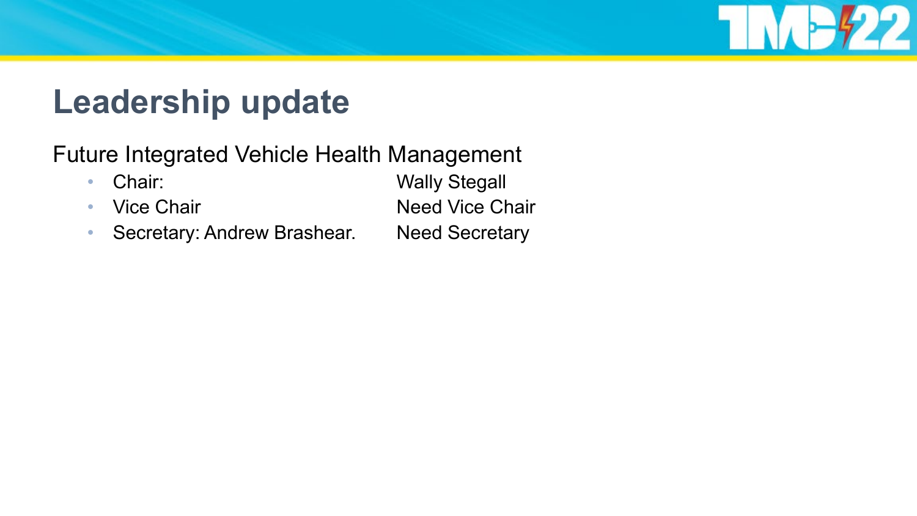# Leadership update

Future Integrated Vehicle Health Management

- Chair: Wally Stegall
- Vice Chair Need Vice Chair
- Secretary: Andrew Brashear. Need Secretary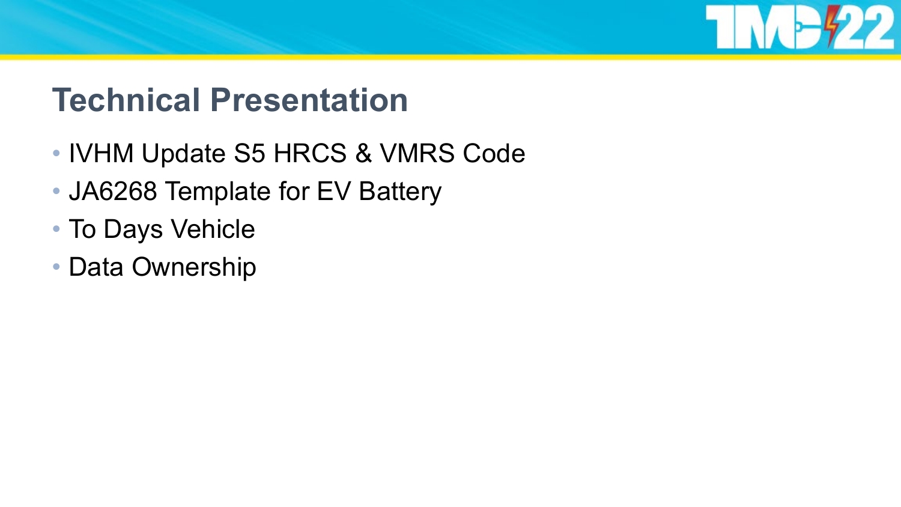# Technical Presentation

- IVHM Update S5 HRCS & VMRS Code
- JA6268 Template for EV Battery
- To Days Vehicle
- Data Ownership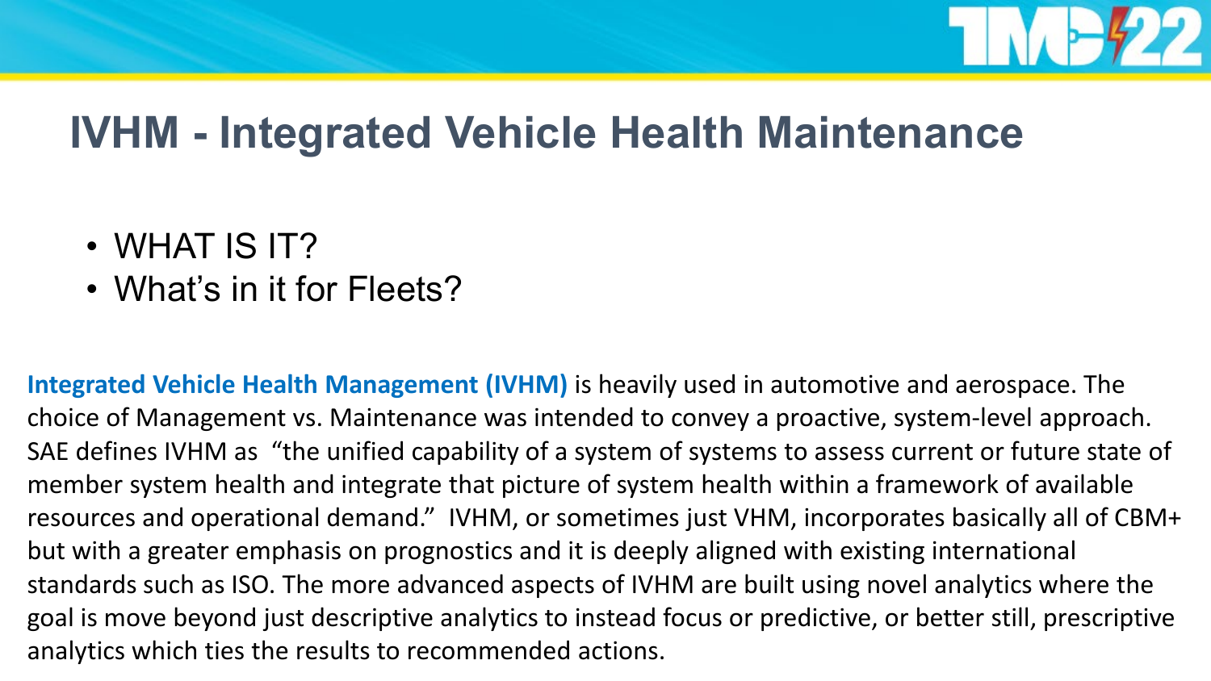# IVHM - Integrated Vehicle Health Maintenance

- WHAT IS IT?
- What's in it for Fleets?

**Integrated Vehicle Health Management (IVHM)** is heavily used in automotive and aerospace. The choice of Management vs. Maintenance was intended to convey a proactive, system-level approach. SAE defines IVHM as "the unified capability of a system of systems to assess current or future state of member system health and integrate that picture of system health within a framework of available resources and operational demand." IVHM, or sometimes just VHM, incorporates basically all of CBM+ but with a greater emphasis on prognostics and it is deeply aligned with existing international standards such as ISO. The more advanced aspects of IVHM are built using novel analytics where the goal is move beyond just descriptive analytics to instead focus or predictive, or better still, prescriptive analytics which ties the results to recommended actions.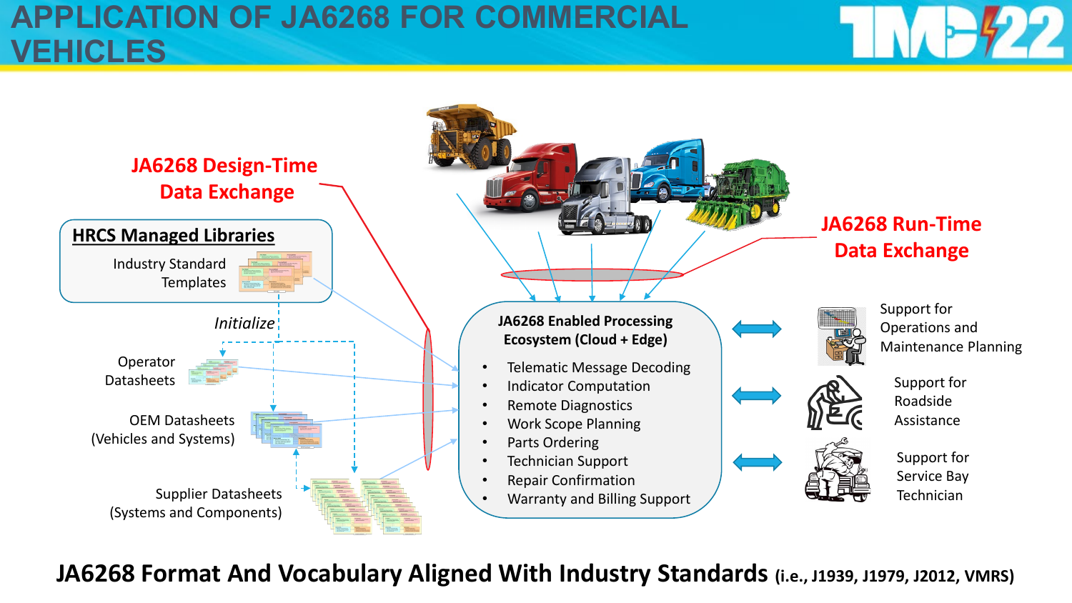# APPLICATION OF JA6268 FOR COMMERCIAL VEHICLES

**JA6268 Design-Time Data Exchange**

**HRCS Managed Libraries**

Industry Standard Templates

*Initialize*

Operator Datasheets

OEM Datasheets (Vehicles and Systems)

Supplier Datasheets (Systems and Components)

**JA6268 Run-Time Data Exchange**

**JA6268 Enabled Processing Ecosystem (Cloud + Edge)**

- Telematic Message Decoding
- Indicator Computation
- Remote Diagnostics
- Work Scope Planning
- Parts Ordering
- Technician Support
- Repair Confirmation
- Warranty and Billing Support

Support for Operations and Maintenance Planning

Support for Roadside Assistance

Support for Service Bay Technician

**JA6268 Format And Vocabulary Aligned With Industry Standards (i.e., J1939, J1979, J2012, VMRS)**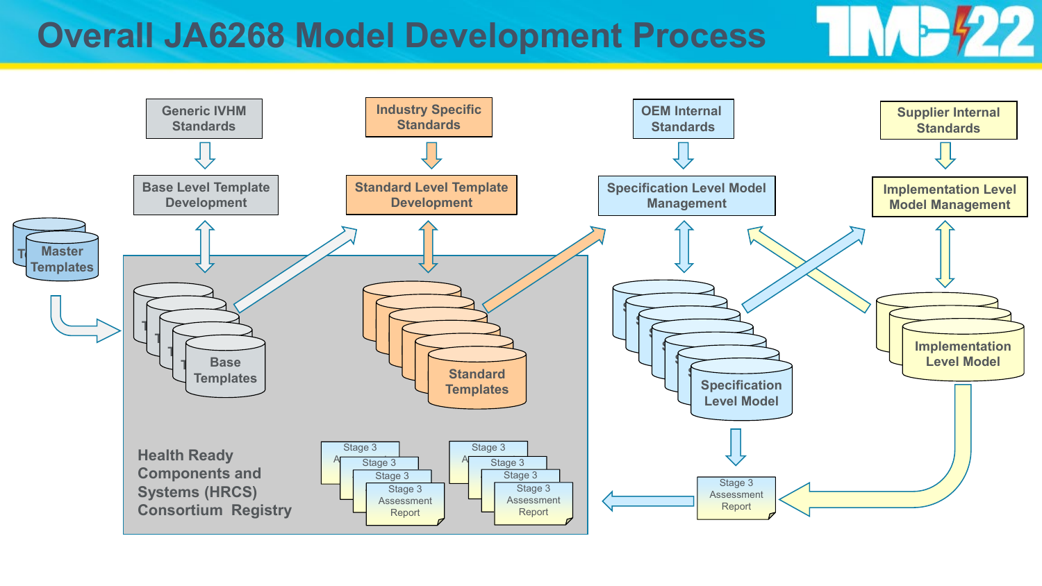# Overall JA6268 Model Development Process

Generic IVHM Standards

Base Level Template Development

Industry Specific Standards

Standard Level Template Development

OEM Internal Standards

Specification Level Model Management

Supplier Internal Standards

Implementation Level Model Management

Master Templates

Base Templates

Standard Templates

Specification Level Model

Implementation Level Model

Stage 3 Assessment Report

Health Ready Components and Systems (HRCS) Consortium Registry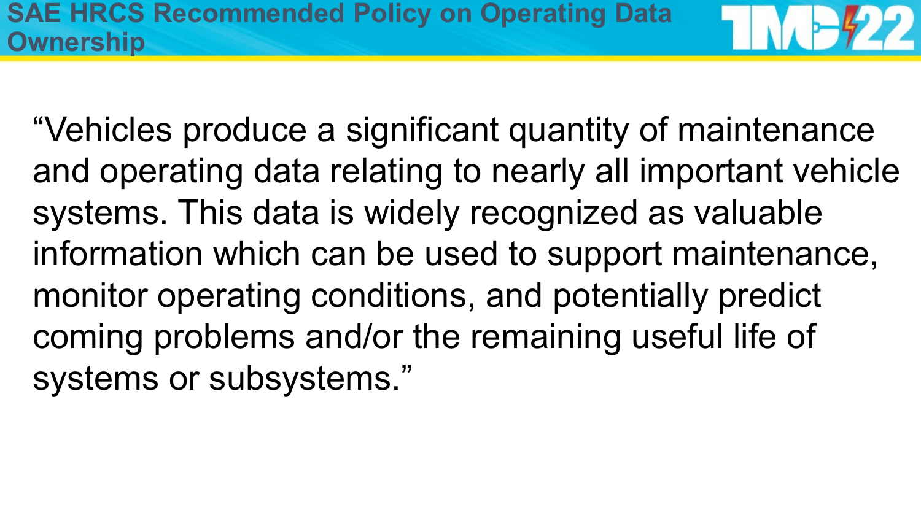# SAE HRCS Recommended Policy on Operating Data Ownership

"Vehicles produce a significant quantity of maintenance and operating data relating to nearly all important vehicle systems. This data is widely recognized as valuable information which can be used to support maintenance, monitor operating conditions, and potentially predict coming problems and/or the remaining useful life of systems or subsystems."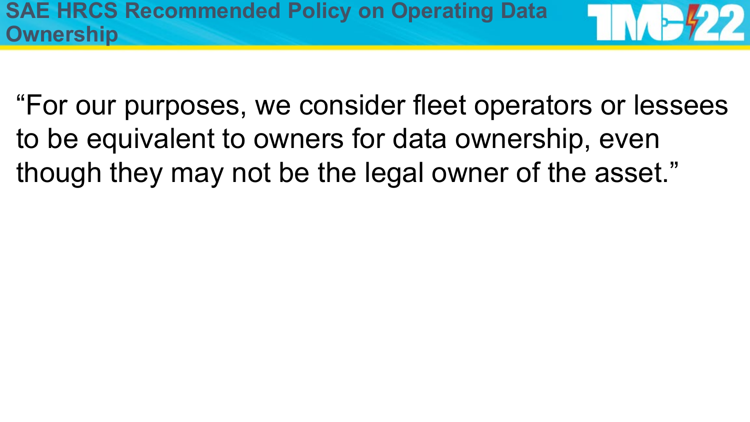# SAE HRCS Recommended Policy on Operating Data Ownership

"For our purposes, we consider fleet operators or lessees to be equivalent to owners for data ownership, even though they may not be the legal owner of the asset."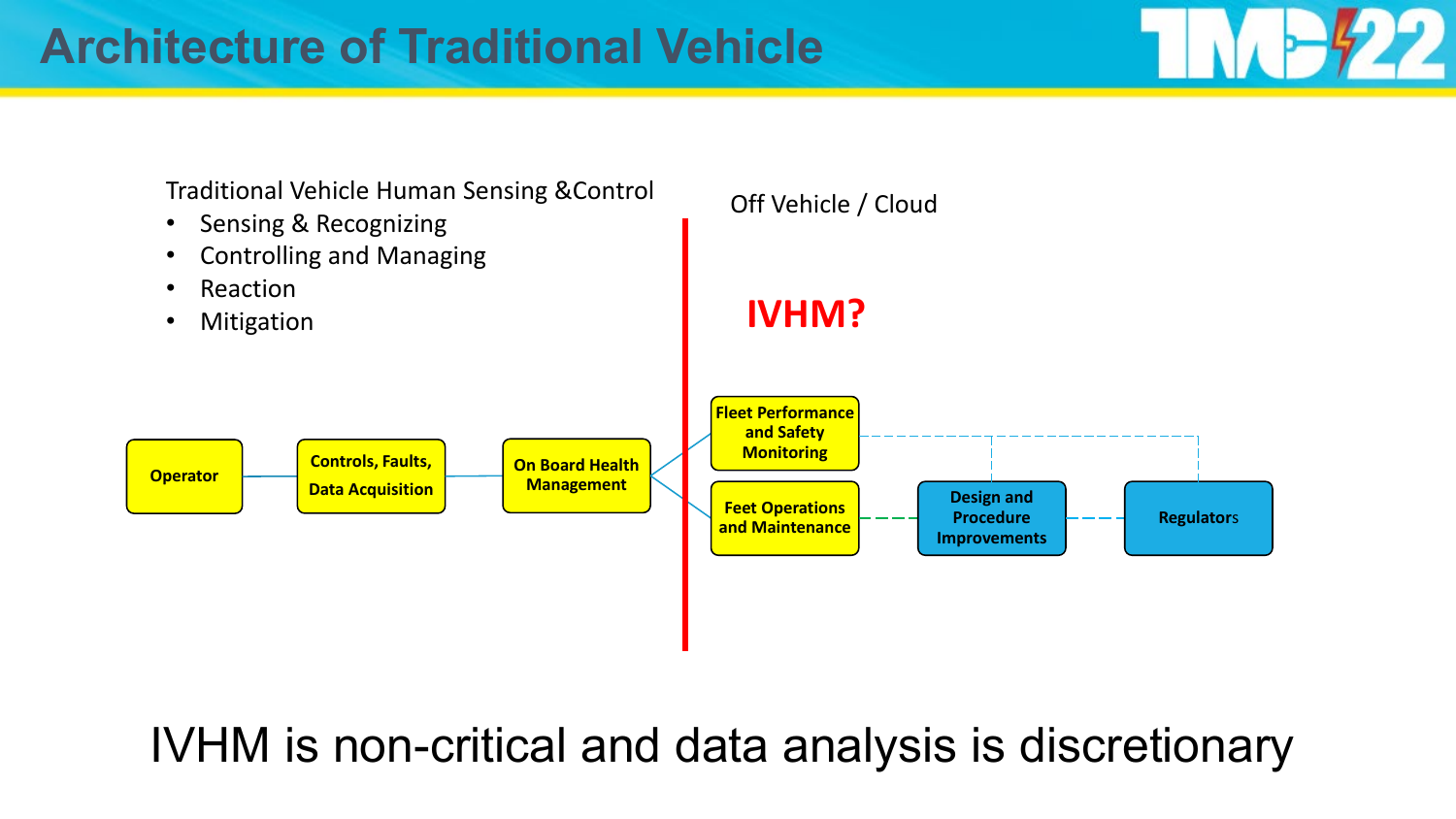# Architecture of Traditional Vehicle

Traditional Vehicle Human Sensing &Control

- Sensing & Recognizing
- Controlling and Managing
- Reaction
- Mitigation

Off Vehicle / Cloud

**IVHM?**

**Operator** — **Controls, Faults, Data Acquisition** — **On Board Health Management**

**Fleet Performance and Safety Monitoring**

**Feet Operations and Maintenance**

**Design and Procedure Improvements**

**Regulators**

IVHM is non-critical and data analysis is discretionary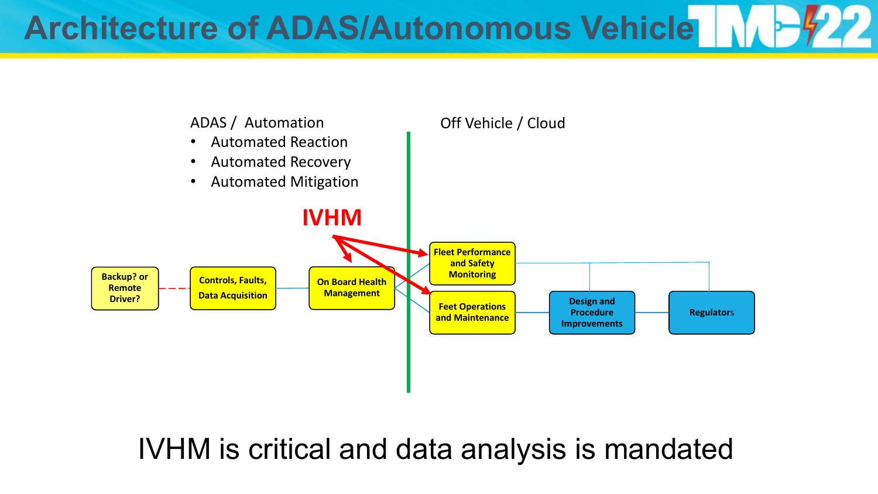# Architecture of ADAS/Autonomous Vehicle

ADAS / Automation

- Automated Reaction
- Automated Recovery
- Automated Mitigation

Off Vehicle / Cloud

IVHM

Backup? or Remote Driver?

Controls, Faults, Data Acquisition

On Board Health Management

Fleet Performance and Safety Monitoring

Feet Operations and Maintenance

Design and Procedure Improvements

Regulators

IVHM is critical and data analysis is mandated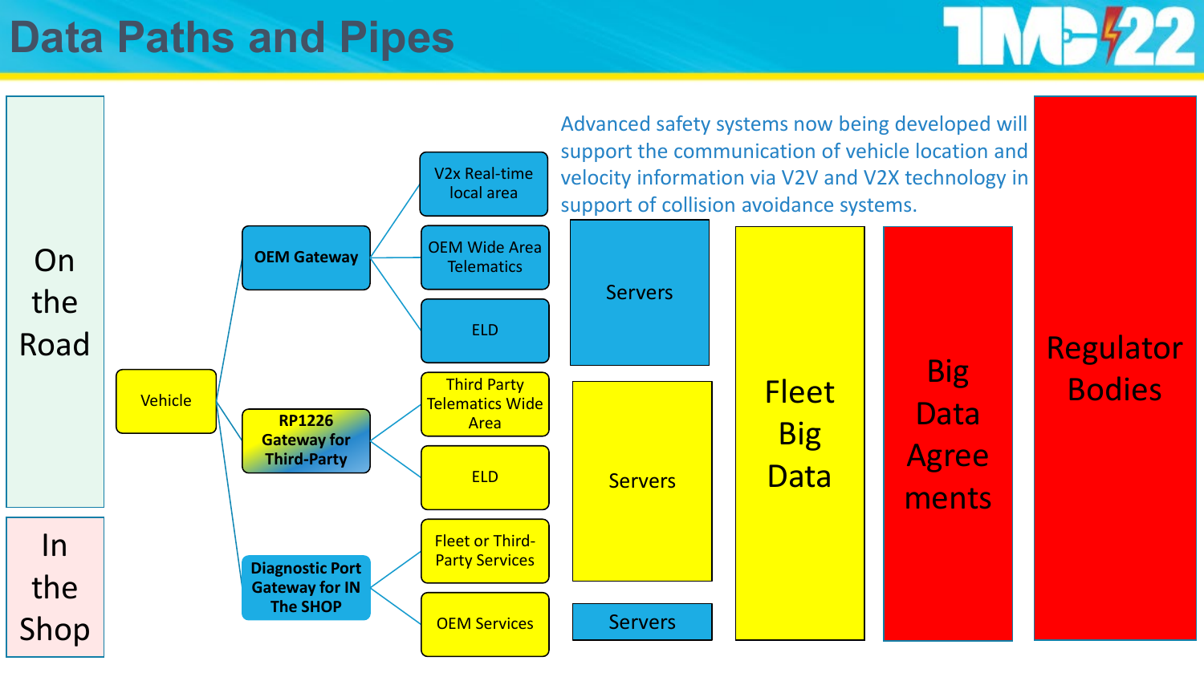# Data Paths and Pipes

Advanced safety systems now being developed will support the communication of vehicle location and velocity information via V2V and V2X technology in support of collision avoidance systems.

**On the Road**

- Vehicle
  - **OEM Gateway**
    - V2x Real-time local area
    - OEM Wide Area Telematics
    - ELD
  - **RP1226 Gateway for Third-Party**
    - Third Party Telematics Wide Area
    - ELD

**In the Shop**

- Vehicle
  - **Diagnostic Port Gateway for IN The SHOP**
    - Fleet or Third-Party Services
    - OEM Services

Servers

Servers

Servers

Fleet Big Data

Big Data Agreements

Regulator Bodies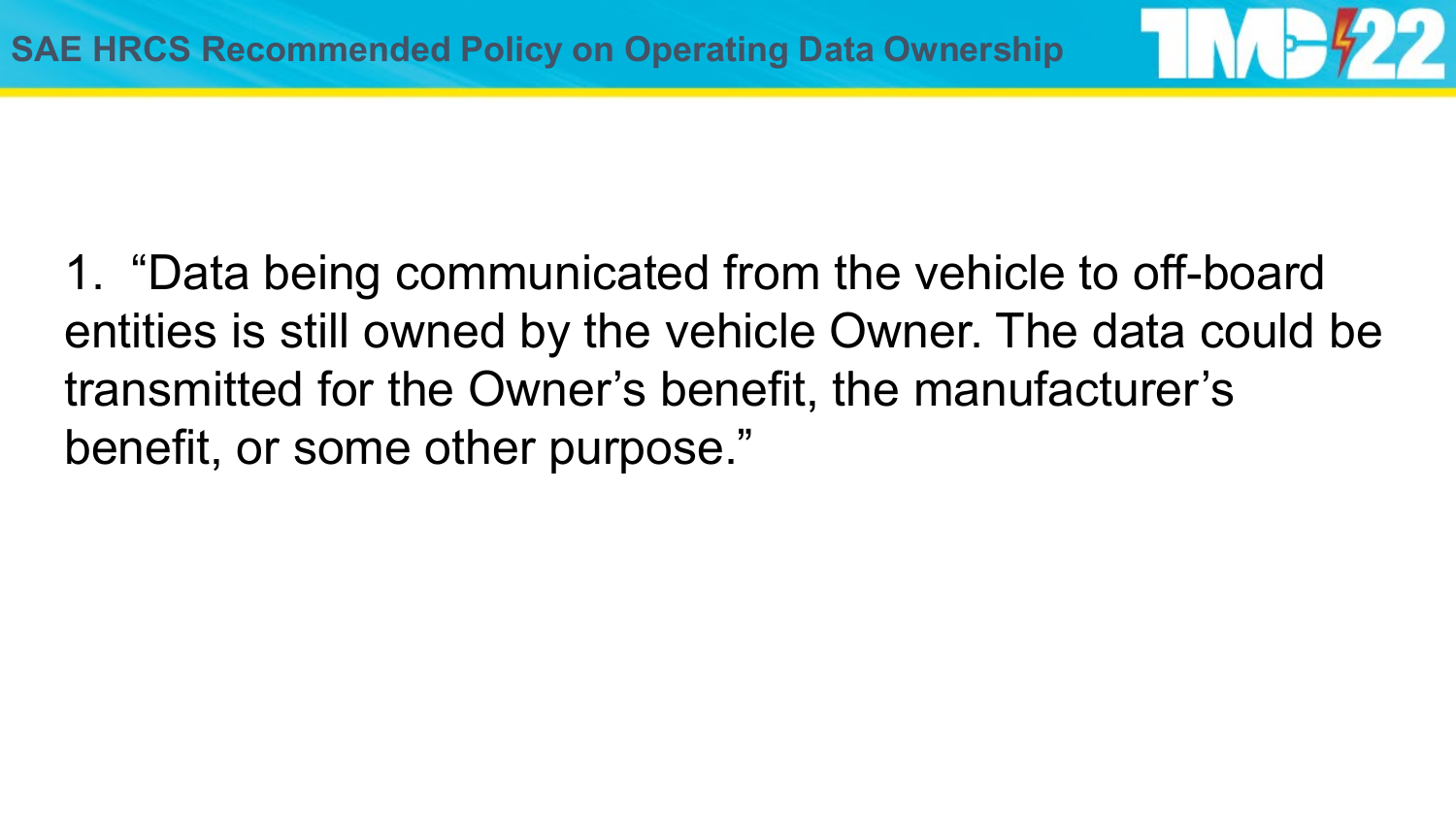# SAE HRCS Recommended Policy on Operating Data Ownership

1. "Data being communicated from the vehicle to off-board entities is still owned by the vehicle Owner. The data could be transmitted for the Owner's benefit, the manufacturer's benefit, or some other purpose."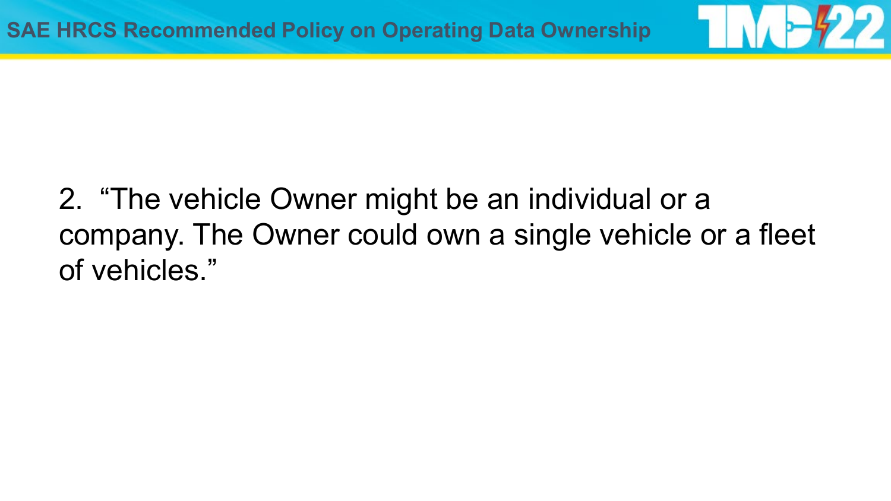## SAE HRCS Recommended Policy on Operating Data Ownership

2. "The vehicle Owner might be an individual or a company. The Owner could own a single vehicle or a fleet of vehicles."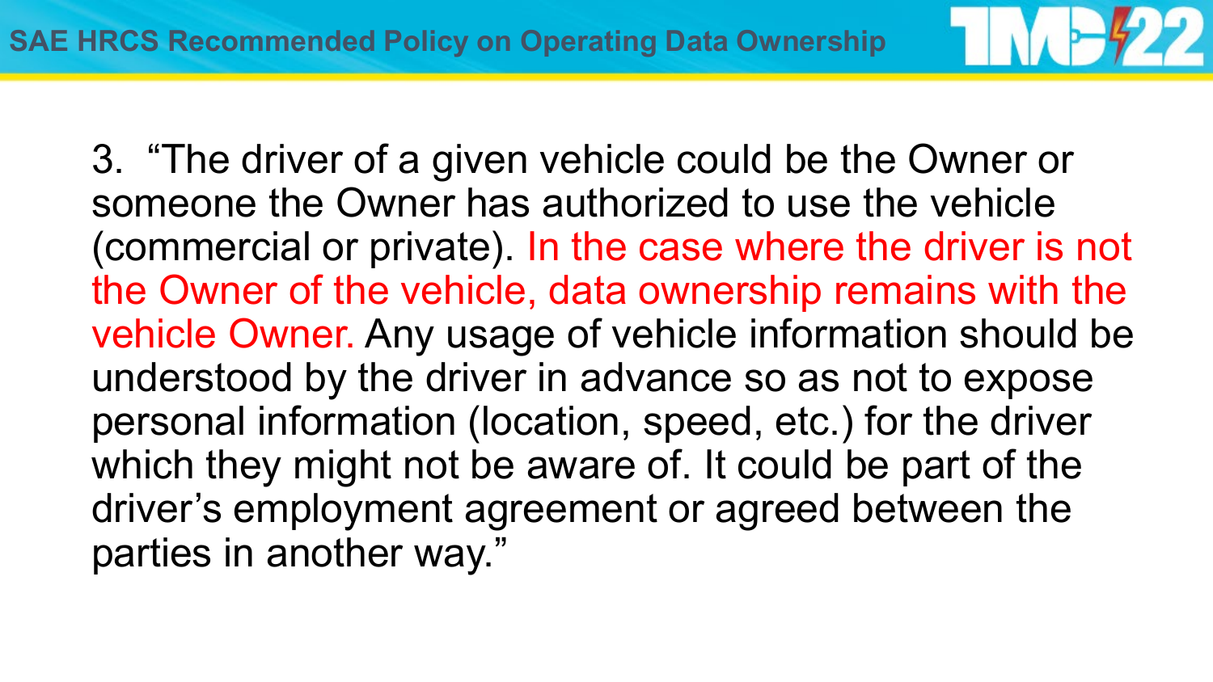## SAE HRCS Recommended Policy on Operating Data Ownership

3. "The driver of a given vehicle could be the Owner or someone the Owner has authorized to use the vehicle (commercial or private). In the case where the driver is not the Owner of the vehicle, data ownership remains with the vehicle Owner. Any usage of vehicle information should be understood by the driver in advance so as not to expose personal information (location, speed, etc.) for the driver which they might not be aware of. It could be part of the driver's employment agreement or agreed between the parties in another way."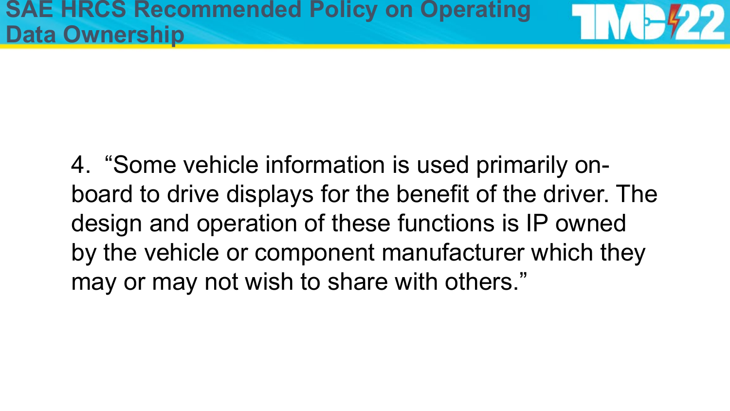# SAE HRCS Recommended Policy on Operating Data Ownership

4. “Some vehicle information is used primarily on-board to drive displays for the benefit of the driver. The design and operation of these functions is IP owned by the vehicle or component manufacturer which they may or may not wish to share with others.”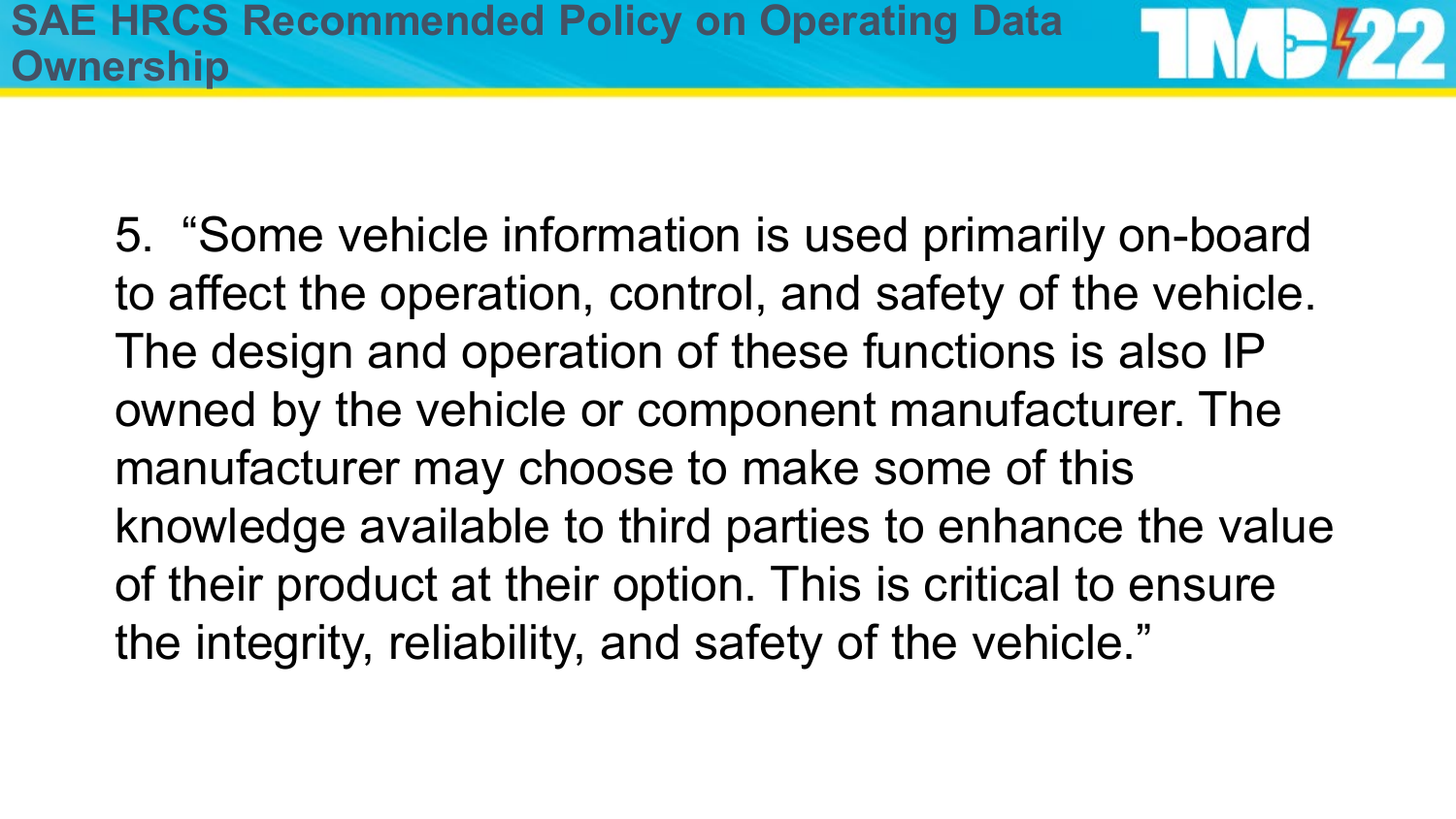# SAE HRCS Recommended Policy on Operating Data Ownership

5. "Some vehicle information is used primarily on-board to affect the operation, control, and safety of the vehicle. The design and operation of these functions is also IP owned by the vehicle or component manufacturer. The manufacturer may choose to make some of this knowledge available to third parties to enhance the value of their product at their option. This is critical to ensure the integrity, reliability, and safety of the vehicle."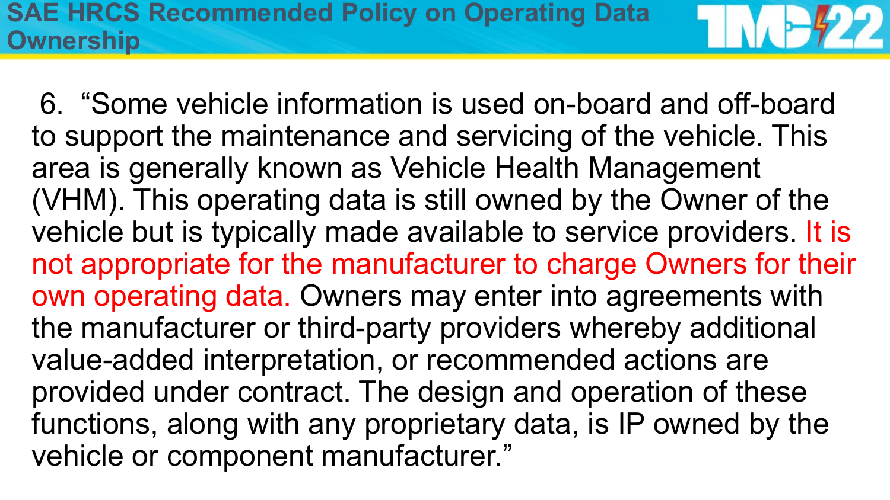# SAE HRCS Recommended Policy on Operating Data Ownership

6. "Some vehicle information is used on-board and off-board to support the maintenance and servicing of the vehicle. This area is generally known as Vehicle Health Management (VHM). This operating data is still owned by the Owner of the vehicle but is typically made available to service providers. It is not appropriate for the manufacturer to charge Owners for their own operating data. Owners may enter into agreements with the manufacturer or third-party providers whereby additional value-added interpretation, or recommended actions are provided under contract. The design and operation of these functions, along with any proprietary data, is IP owned by the vehicle or component manufacturer."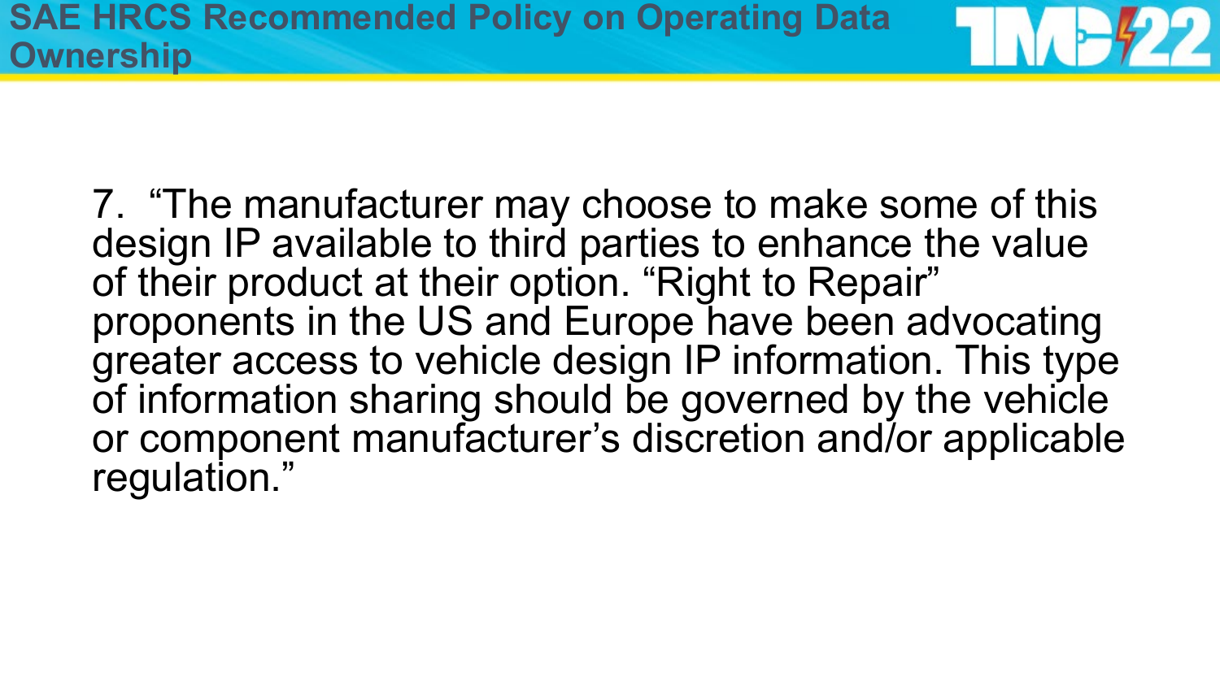# SAE HRCS Recommended Policy on Operating Data Ownership

7. “The manufacturer may choose to make some of this design IP available to third parties to enhance the value of their product at their option. “Right to Repair” proponents in the US and Europe have been advocating greater access to vehicle design IP information. This type of information sharing should be governed by the vehicle or component manufacturer’s discretion and/or applicable regulation.”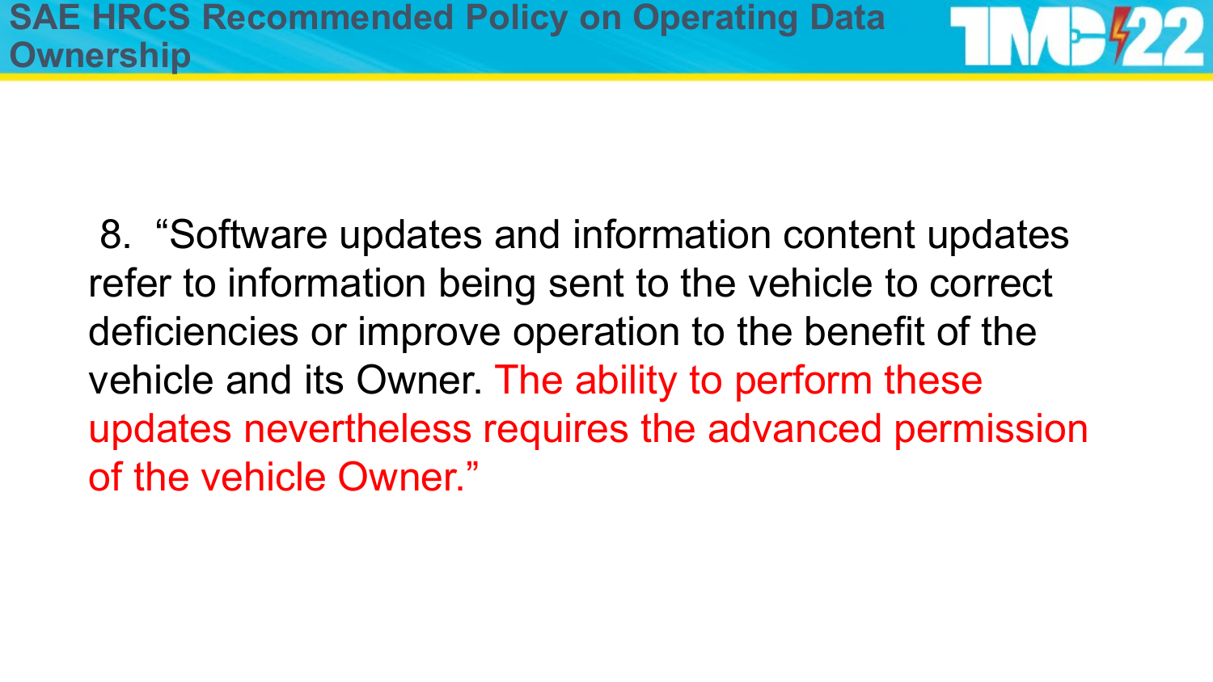# SAE HRCS Recommended Policy on Operating Data Ownership

8. "Software updates and information content updates refer to information being sent to the vehicle to correct deficiencies or improve operation to the benefit of the vehicle and its Owner. The ability to perform these updates nevertheless requires the advanced permission of the vehicle Owner."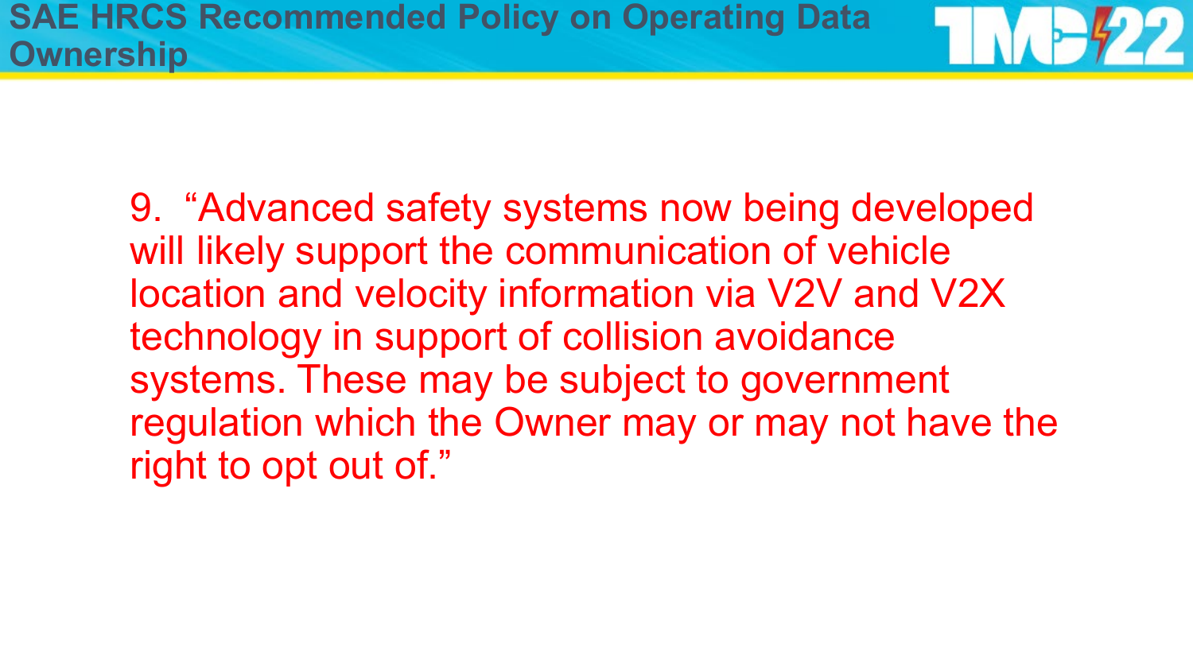# SAE HRCS Recommended Policy on Operating Data Ownership

9. “Advanced safety systems now being developed will likely support the communication of vehicle location and velocity information via V2V and V2X technology in support of collision avoidance systems. These may be subject to government regulation which the Owner may or may not have the right to opt out of.”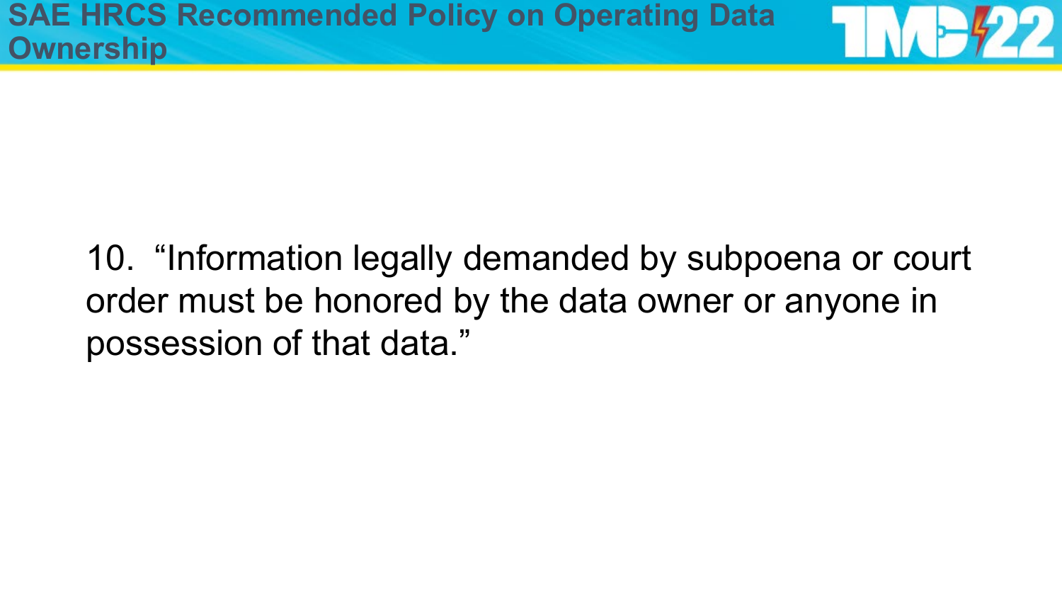# SAE HRCS Recommended Policy on Operating Data Ownership

10. "Information legally demanded by subpoena or court order must be honored by the data owner or anyone in possession of that data."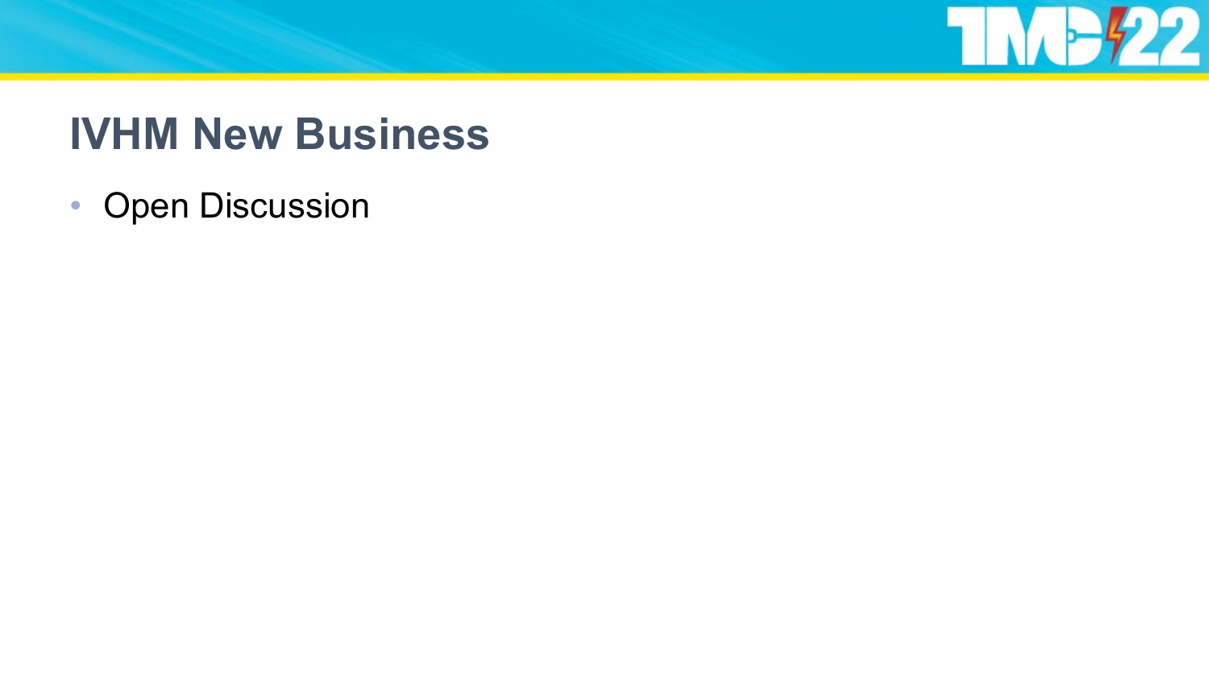# IVHM New Business

- Open Discussion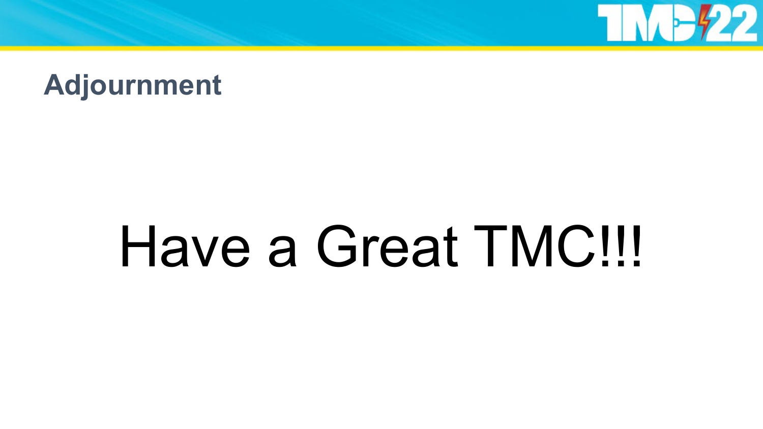# Adjournment

Have a Great TMC!!!